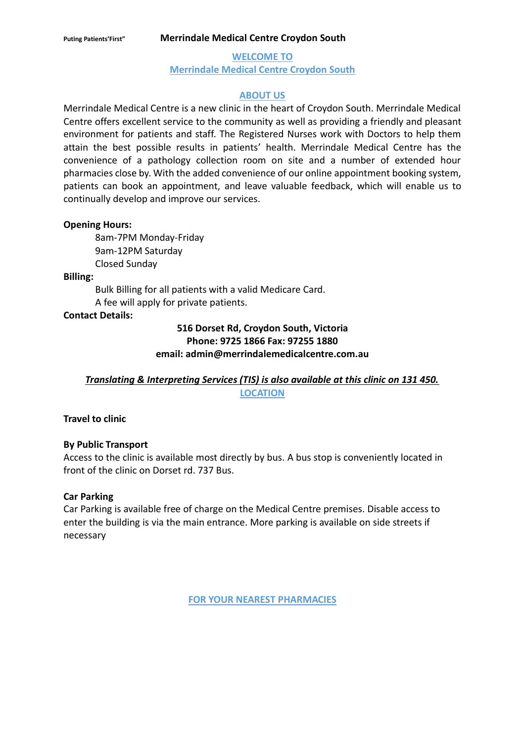Puting Patients'First" **Merrindale Medical Centre Croydon South**

## WELCOME TO
## Merrindale Medical Centre Croydon South

## ABOUT US

Merrindale Medical Centre is a new clinic in the heart of Croydon South. Merrindale Medical Centre offers excellent service to the community as well as providing a friendly and pleasant environment for patients and staff. The Registered Nurses work with Doctors to help them attain the best possible results in patients' health. Merrindale Medical Centre has the convenience of a pathology collection room on site and a number of extended hour pharmacies close by. With the added convenience of our online appointment booking system, patients can book an appointment, and leave valuable feedback, which will enable us to continually develop and improve our services.

**Opening Hours:**

8am-7PM Monday-Friday
9am-12PM Saturday
Closed Sunday

**Billing:**

Bulk Billing for all patients with a valid Medicare Card.
A fee will apply for private patients.

**Contact Details:**

**516 Dorset Rd, Croydon South, Victoria**
**Phone: 9725 1866 Fax: 97255 1880**
**email: admin@merrindalemedicalcentre.com.au**

***Translating & Interpreting Services (TIS) is also available at this clinic on 131 450.***

## LOCATION

**Travel to clinic**

**By Public Transport**

Access to the clinic is available most directly by bus. A bus stop is conveniently located in front of the clinic on Dorset rd. 737 Bus.

**Car Parking**

Car Parking is available free of charge on the Medical Centre premises. Disable access to enter the building is via the main entrance. More parking is available on side streets if necessary

## FOR YOUR NEAREST PHARMACIES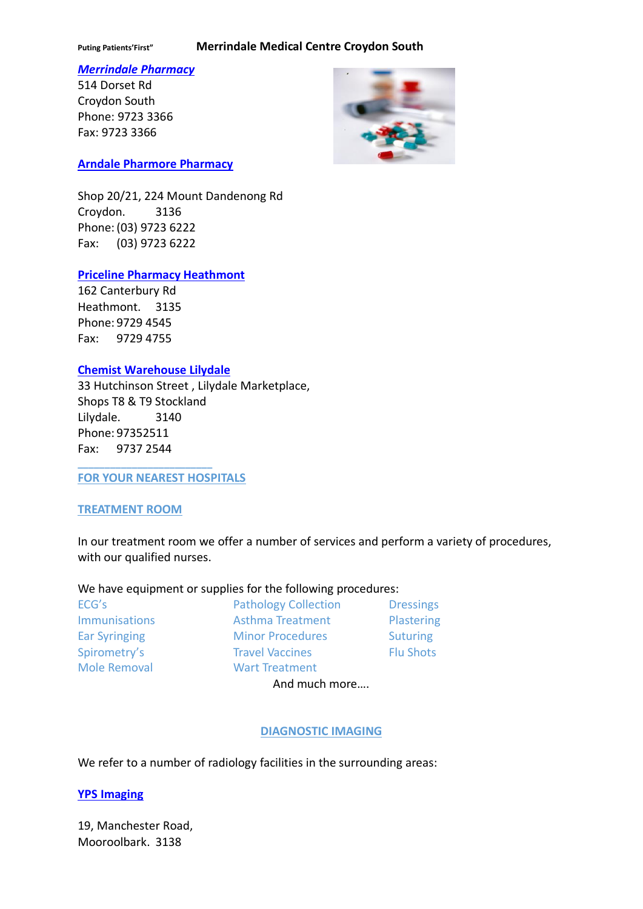[*Merrindale Pharmacy*]
514 Dorset Rd
Croydon South
Phone: 9723 3366
Fax: 9723 3366

**Arndale Pharmore Pharmacy**

Shop 20/21, 224 Mount Dandenong Rd
Croydon. 3136
Phone: (03) 9723 6222
Fax: (03) 9723 6222

**Priceline Pharmacy Heathmont**
162 Canterbury Rd
Heathmont. 3135
Phone: 9729 4545
Fax: 9729 4755

**Chemist Warehouse Lilydale**
33 Hutchinson Street , Lilydale Marketplace,
Shops T8 & T9 Stockland
Lilydale. 3140
Phone: 97352511
Fax: 9737 2544

**FOR YOUR NEAREST HOSPITALS**

## TREATMENT ROOM

In our treatment room we offer a number of services and perform a variety of procedures, with our qualified nurses.

We have equipment or supplies for the following procedures:

| | | |
|---|---|---|
| ECG's | Pathology Collection | Dressings |
| Immunisations | Asthma Treatment | Plastering |
| Ear Syringing | Minor Procedures | Suturing |
| Spirometry's | Travel Vaccines | Flu Shots |
| Mole Removal | Wart Treatment | |

And much more….

## DIAGNOSTIC IMAGING

We refer to a number of radiology facilities in the surrounding areas:

**YPS Imaging**

19, Manchester Road,
Mooroolbark. 3138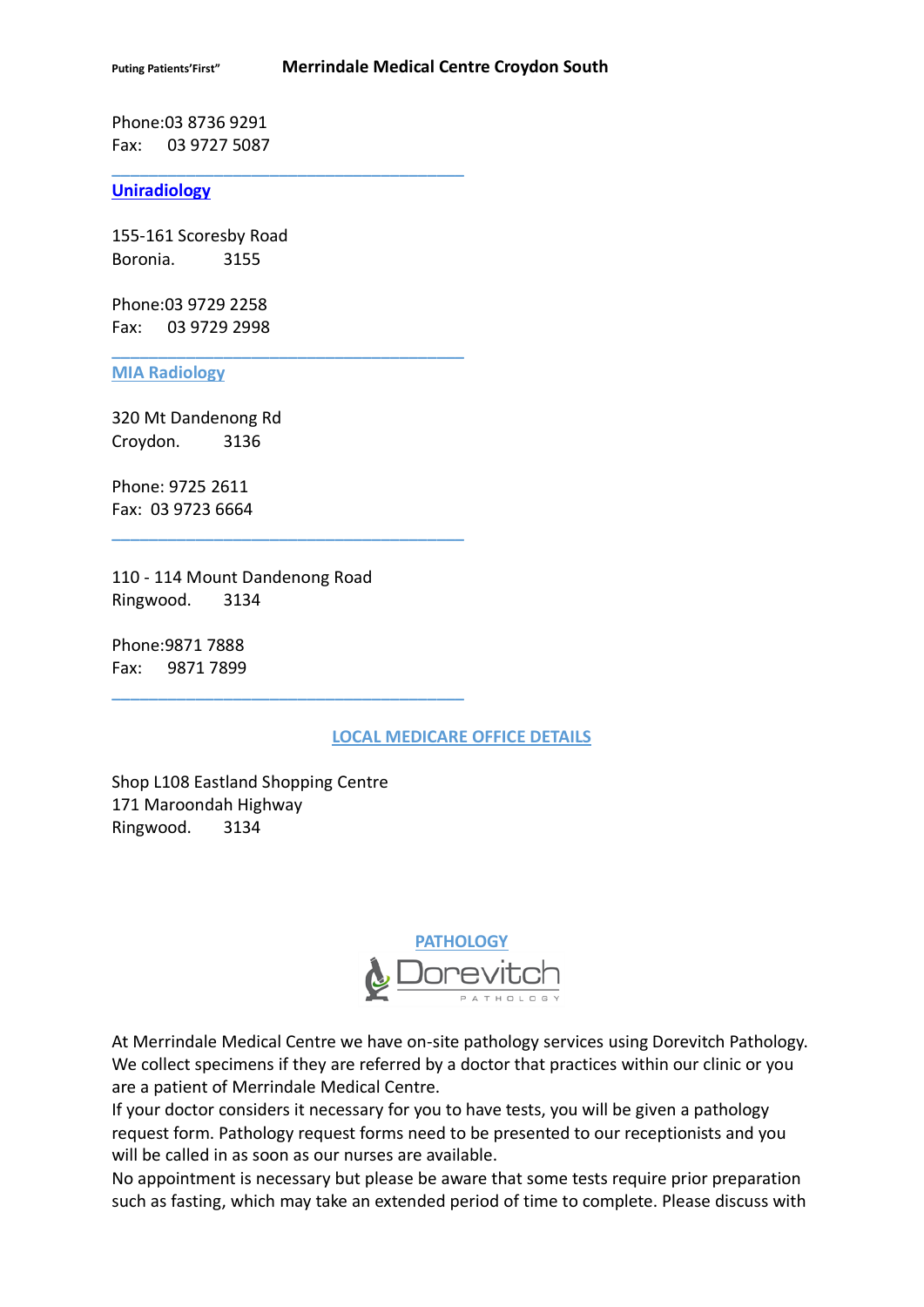Phone:03 8736 9291
Fax: 03 9727 5087

---

**Uniradiology**

155-161 Scoresby Road
Boronia. 3155

Phone:03 9729 2258
Fax: 03 9729 2998

---

**MIA Radiology**

320 Mt Dandenong Rd
Croydon. 3136

Phone: 9725 2611
Fax: 03 9723 6664

---

110 - 114 Mount Dandenong Road
Ringwood. 3134

Phone:9871 7888
Fax: 9871 7899

---

## LOCAL MEDICARE OFFICE DETAILS

Shop L108 Eastland Shopping Centre
171 Maroondah Highway
Ringwood. 3134

## PATHOLOGY

Dorevitch PATHOLOGY

At Merrindale Medical Centre we have on-site pathology services using Dorevitch Pathology. We collect specimens if they are referred by a doctor that practices within our clinic or you are a patient of Merrindale Medical Centre.
If your doctor considers it necessary for you to have tests, you will be given a pathology request form. Pathology request forms need to be presented to our receptionists and you will be called in as soon as our nurses are available.
No appointment is necessary but please be aware that some tests require prior preparation such as fasting, which may take an extended period of time to complete. Please discuss with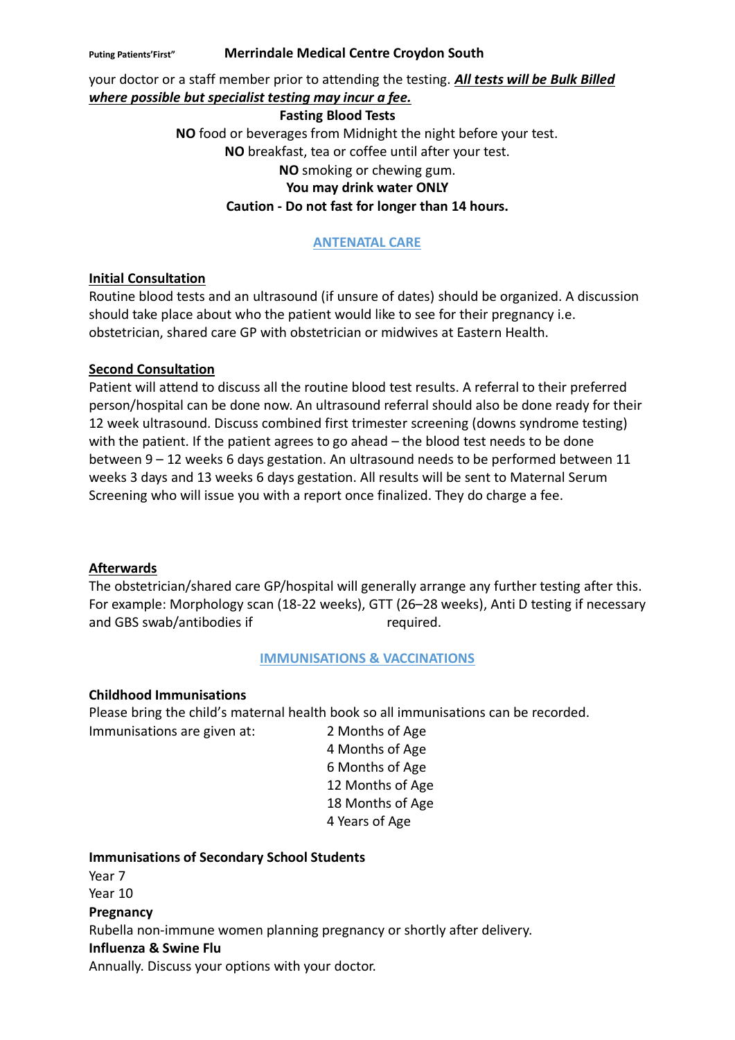your doctor or a staff member prior to attending the testing. ***<u>All tests will be Bulk Billed where possible but specialist testing may incur a fee.</u>***

**Fasting Blood Tests**

**NO** food or beverages from Midnight the night before your test.
**NO** breakfast, tea or coffee until after your test.
**NO** smoking or chewing gum.
**You may drink water ONLY**
**Caution - Do not fast for longer than 14 hours.**

## ANTENATAL CARE

### Initial Consultation

Routine blood tests and an ultrasound (if unsure of dates) should be organized. A discussion should take place about who the patient would like to see for their pregnancy i.e. obstetrician, shared care GP with obstetrician or midwives at Eastern Health.

### Second Consultation

Patient will attend to discuss all the routine blood test results. A referral to their preferred person/hospital can be done now. An ultrasound referral should also be done ready for their 12 week ultrasound. Discuss combined first trimester screening (downs syndrome testing) with the patient. If the patient agrees to go ahead – the blood test needs to be done between 9 – 12 weeks 6 days gestation. An ultrasound needs to be performed between 11 weeks 3 days and 13 weeks 6 days gestation. All results will be sent to Maternal Serum Screening who will issue you with a report once finalized. They do charge a fee.

### Afterwards

The obstetrician/shared care GP/hospital will generally arrange any further testing after this. For example: Morphology scan (18-22 weeks), GTT (26–28 weeks), Anti D testing if necessary and GBS swab/antibodies if required.

## IMMUNISATIONS & VACCINATIONS

**Childhood Immunisations**

Please bring the child's maternal health book so all immunisations can be recorded.

Immunisations are given at:
- 2 Months of Age
- 4 Months of Age
- 6 Months of Age
- 12 Months of Age
- 18 Months of Age
- 4 Years of Age

**Immunisations of Secondary School Students**

Year 7
Year 10

**Pregnancy**

Rubella non-immune women planning pregnancy or shortly after delivery.

**Influenza & Swine Flu**

Annually. Discuss your options with your doctor.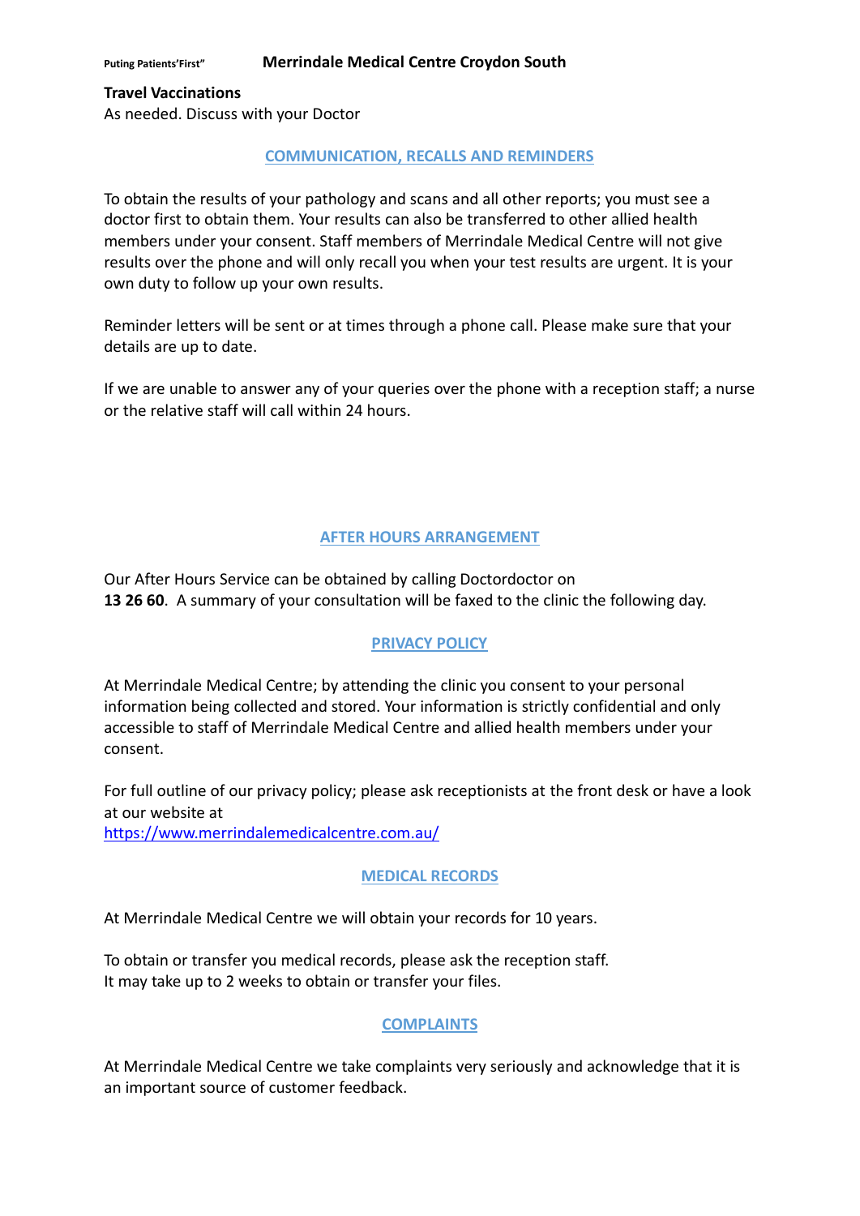**Travel Vaccinations**

As needed. Discuss with your Doctor

## COMMUNICATION, RECALLS AND REMINDERS

To obtain the results of your pathology and scans and all other reports; you must see a doctor first to obtain them. Your results can also be transferred to other allied health members under your consent. Staff members of Merrindale Medical Centre will not give results over the phone and will only recall you when your test results are urgent. It is your own duty to follow up your own results.

Reminder letters will be sent or at times through a phone call. Please make sure that your details are up to date.

If we are unable to answer any of your queries over the phone with a reception staff; a nurse or the relative staff will call within 24 hours.

## AFTER HOURS ARRANGEMENT

Our After Hours Service can be obtained by calling Doctordoctor on **13 26 60**. A summary of your consultation will be faxed to the clinic the following day.

## PRIVACY POLICY

At Merrindale Medical Centre; by attending the clinic you consent to your personal information being collected and stored. Your information is strictly confidential and only accessible to staff of Merrindale Medical Centre and allied health members under your consent.

For full outline of our privacy policy; please ask receptionists at the front desk or have a look at our website at https://www.merrindalemedicalcentre.com.au/

## MEDICAL RECORDS

At Merrindale Medical Centre we will obtain your records for 10 years.

To obtain or transfer you medical records, please ask the reception staff.
It may take up to 2 weeks to obtain or transfer your files.

## COMPLAINTS

At Merrindale Medical Centre we take complaints very seriously and acknowledge that it is an important source of customer feedback.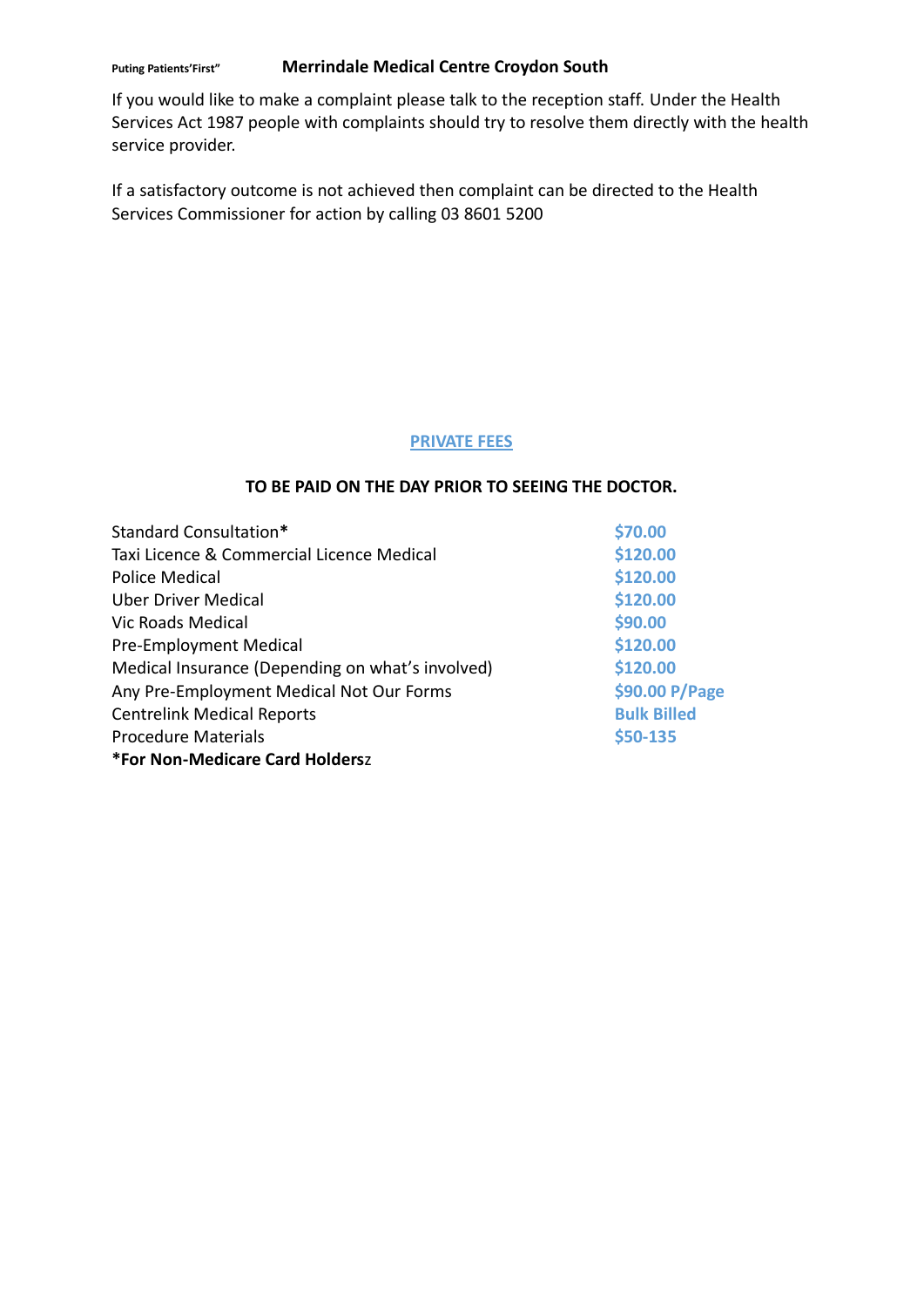Puting Patients'First" **Merrindale Medical Centre Croydon South**

If you would like to make a complaint please talk to the reception staff. Under the Health Services Act 1987 people with complaints should try to resolve them directly with the health service provider.

If a satisfactory outcome is not achieved then complaint can be directed to the Health Services Commissioner for action by calling 03 8601 5200

## PRIVATE FEES

**TO BE PAID ON THE DAY PRIOR TO SEEING THE DOCTOR.**

| | |
|---|---|
| Standard Consultation* | $70.00 |
| Taxi Licence & Commercial Licence Medical | $120.00 |
| Police Medical | $120.00 |
| Uber Driver Medical | $120.00 |
| Vic Roads Medical | $90.00 |
| Pre-Employment Medical | $120.00 |
| Medical Insurance (Depending on what's involved) | $120.00 |
| Any Pre-Employment Medical Not Our Forms | $90.00 P/Page |
| Centrelink Medical Reports | Bulk Billed |
| Procedure Materials | $50-135 |

**\*For Non-Medicare Card Holders**z